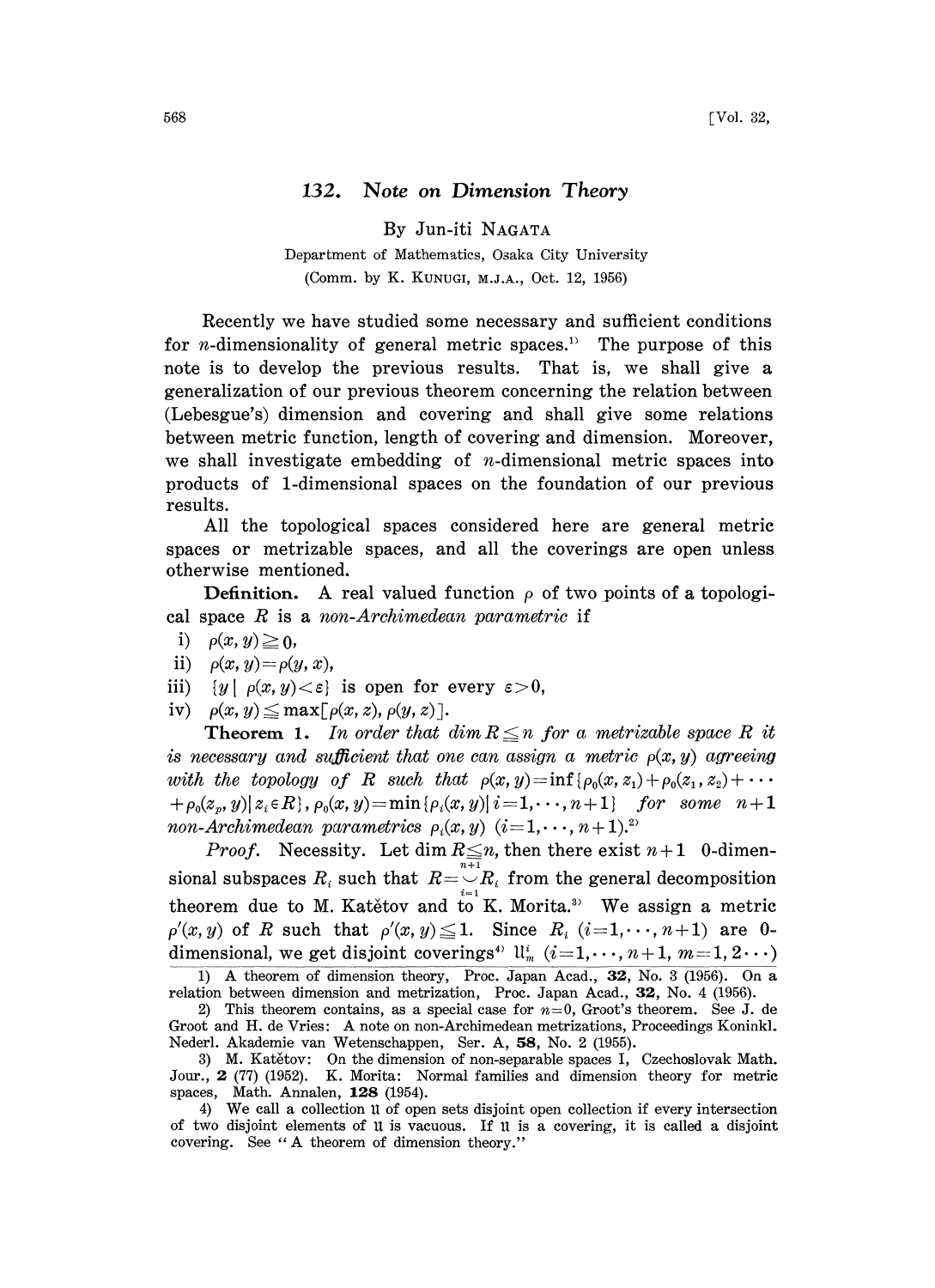# 132. Note on Dimension Theory

By Jun-iti NAGATA

Department of Mathematics, Osaka City University

(Comm. by K. KUNUGI, M.J.A., Oct. 12, 1956)

Recently we have studied some necessary and sufficient conditions for $n$-dimensionality of general metric spaces.[1] The purpose of this note is to develop the previous results. That is, we shall give a generalization of our previous theorem concerning the relation between (Lebesgue's) dimension and covering and shall give some relations between metric function, length of covering and dimension. Moreover, we shall investigate embedding of $n$-dimensional metric spaces into products of 1-dimensional spaces on the foundation of our previous results.

All the topological spaces considered here are general metric spaces or metrizable spaces, and all the coverings are open unless otherwise mentioned.

**Definition.** A real valued function $\rho$ of two points of a topological space $R$ is a *non-Archimedean parametric* if

i) $\rho(x, y) \geqq 0$,

ii) $\rho(x, y) = \rho(y, x)$,

iii) $\{y \mid \rho(x, y) < \varepsilon\}$ is open for every $\varepsilon > 0$,

iv) $\rho(x, y) \leqq \max[\rho(x, z), \rho(y, z)]$.

**Theorem 1.** *In order that $\dim R \leqq n$ for a metrizable space $R$ it is necessary and sufficient that one can assign a metric $\rho(x, y)$ agreeing with the topology of $R$ such that $\rho(x, y) = \inf\{\rho_0(x, z_1) + \rho_0(z_1, z_2) + \cdots + \rho_0(z_p, y) \mid z_i \in R\}$, $\rho_0(x, y) = \min\{\rho_i(x, y) \mid i = 1, \cdots, n+1\}$ for some $n+1$ non-Archimedean parametrics $\rho_i(x, y)$ $(i = 1, \cdots, n+1)$.*[2]

*Proof.* Necessity. Let $\dim R \leqq n$, then there exist $n+1$ 0-dimensional subspaces $R_i$ such that $R = \bigcup_{i=1}^{n+1} R_i$ from the general decomposition theorem due to M. Katětov and to K. Morita.[3] We assign a metric $\rho'(x, y)$ of $R$ such that $\rho'(x, y) \leqq 1$. Since $R_i$ $(i = 1, \cdots, n+1)$ are 0-dimensional, we get disjoint coverings[4] $\mathfrak{U}_m^i$ $(i = 1, \cdots, n+1, m = 1, 2 \cdots)$

1) A theorem of dimension theory, Proc. Japan Acad., **32**, No. 3 (1956). On a relation between dimension and metrization, Proc. Japan Acad., **32**, No. 4 (1956).

2) This theorem contains, as a special case for $n=0$, Groot's theorem. See J. de Groot and H. de Vries: A note on non-Archimedean metrizations, Proceedings Koninkl. Nederl. Akademie van Wetenschappen, Ser. A, **58**, No. 2 (1955).

3) M. Katětov: On the dimension of non-separable spaces I, Czechoslovak Math. Jour., **2** (77) (1952). K. Morita: Normal families and dimension theory for metric spaces, Math. Annalen, **128** (1954).

4) We call a collection $\mathfrak{U}$ of open sets disjoint open collection if every intersection of two disjoint elements of $\mathfrak{U}$ is vacuous. If $\mathfrak{U}$ is a covering, it is called a disjoint covering. See "A theorem of dimension theory."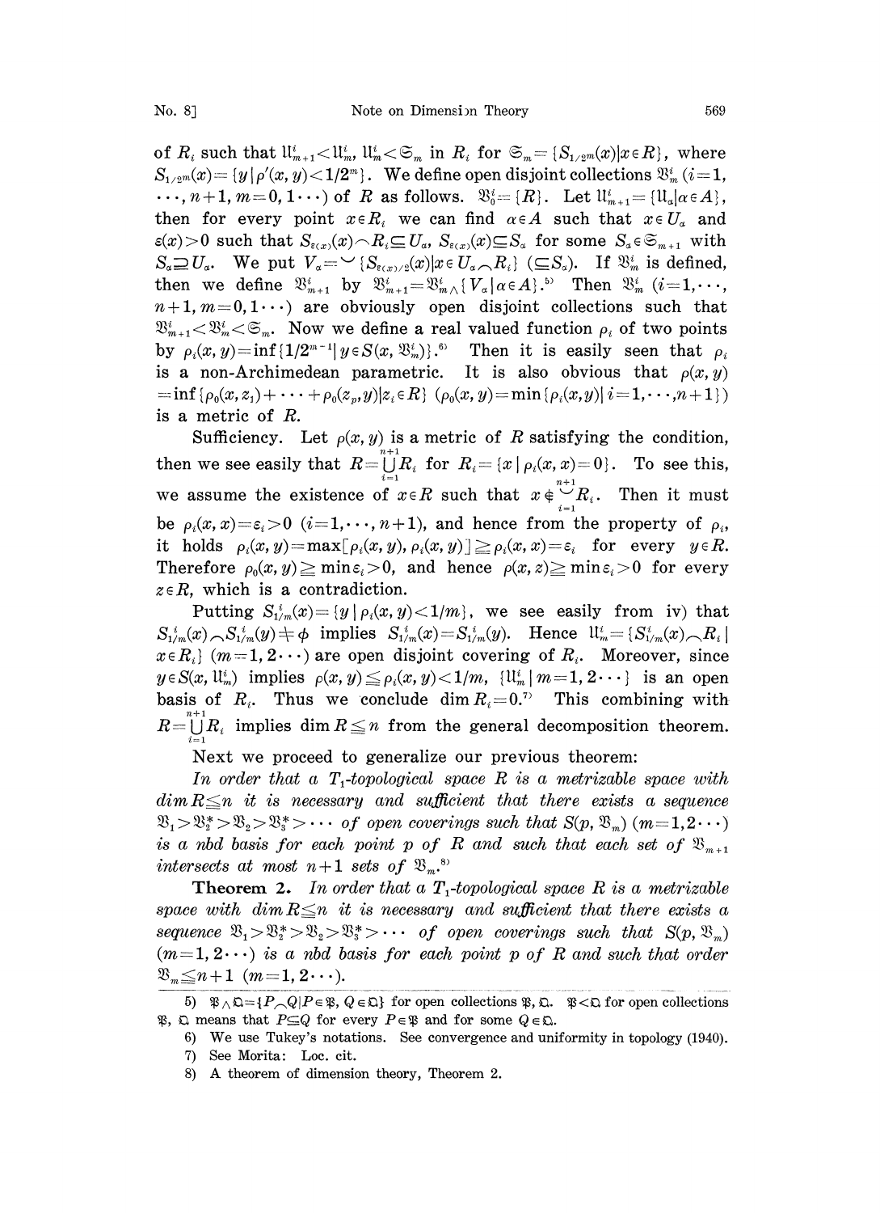of $R_i$ such that $\mathfrak{U}^i_{m+1} < \mathfrak{U}^i_m$, $\mathfrak{U}^i_m < \mathfrak{S}_m$ in $R_i$ for $\mathfrak{S}_m = \{S_{1/2^m}(x) | x \in R\}$, where $S_{1/2^m}(x) = \{y | \rho'(x, y) < 1/2^m\}$. We define open disjoint collections $\mathfrak{V}^i_m$ ($i = 1, \cdots, n+1, m = 0, 1 \cdots$) of $R$ as follows. $\mathfrak{V}^i_0 = \{R\}$. Let $\mathfrak{U}^i_{m+1} = \{\mathfrak{U}_\alpha | \alpha \in A\}$, then for every point $x \in R_i$ we can find $\alpha \in A$ such that $x \in U_\alpha$ and $\varepsilon(x) > 0$ such that $S_{\varepsilon(x)}(x) \frown R_i \subseteq U_\alpha$, $S_{\varepsilon(x)}(x) \subseteq S_\alpha$ for some $S_\alpha \in \mathfrak{S}_{m+1}$ with $S_\alpha \supseteq U_\alpha$. We put $V_\alpha = \smile \{S_{\varepsilon(x)/2}(x) | x \in U_\alpha \frown R_i\}$ ($\subseteq S_\alpha$). If $\mathfrak{V}^i_m$ is defined, then we define $\mathfrak{V}^i_{m+1}$ by $\mathfrak{V}^i_{m+1} = \mathfrak{V}^i_m \wedge \{V_\alpha | \alpha \in A\}$.[5] Then $\mathfrak{V}^i_m$ ($i = 1, \cdots, n+1, m = 0, 1 \cdots$) are obviously open disjoint collections such that $\mathfrak{V}^i_{m+1} < \mathfrak{V}^i_m < \mathfrak{S}_m$. Now we define a real valued function $\rho_i$ of two points by $\rho_i(x, y) = \inf\{1/2^{m-1} | y \in S(x, \mathfrak{V}^i_m)\}$.[6] Then it is easily seen that $\rho_i$ is a non-Archimedean parametric. It is also obvious that $\rho(x, y) = \inf\{\rho_0(x, z_1) + \cdots + \rho_0(z_p, y) | z_i \in R\}$ ($\rho_0(x, y) = \min\{\rho_i(x, y) | i = 1, \cdots, n+1\}$) is a metric of $R$.

Sufficiency. Let $\rho(x, y)$ is a metric of $R$ satisfying the condition, then we see easily that $R = \bigcup_{i=1}^{n+1} R_i$ for $R_i = \{x | \rho_i(x, x) = 0\}$. To see this, we assume the existence of $x \in R$ such that $x \notin \bigcup_{i=1}^{n+1} R_i$. Then it must be $\rho_i(x, x) = \varepsilon_i > 0$ ($i = 1, \cdots, n+1$), and hence from the property of $\rho_i$, it holds $\rho_i(x, y) = \max[\rho_i(x, y), \rho_i(x, y)] \geqq \rho_i(x, x) = \varepsilon_i$ for every $y \in R$. Therefore $\rho_0(x, y) \geqq \min \varepsilon_i > 0$, and hence $\rho(x, z) \geqq \min \varepsilon_i > 0$ for every $z \in R$, which is a contradiction.

Putting $S^i_{1/m}(x) = \{y | \rho_i(x, y) < 1/m\}$, we see easily from iv) that $S^i_{1/m}(x) \frown S^i_{1/m}(y) \neq \phi$ implies $S^i_{1/m}(x) = S^i_{1/m}(y)$. Hence $\mathfrak{U}^i_m = \{S^i_{1/m}(x) \frown R_i | x \in R_i\}$ ($m = 1, 2 \cdots$) are open disjoint covering of $R_i$. Moreover, since $y \in S(x, \mathfrak{U}^i_m)$ implies $\rho(x, y) \leqq \rho_i(x, y) < 1/m$, $\{\mathfrak{U}^i_m | m = 1, 2 \cdots\}$ is an open basis of $R_i$. Thus we conclude $\dim R_i = 0$.[7] This combining with $R = \bigcup_{i=1}^{n+1} R_i$ implies $\dim R \leqq n$ from the general decomposition theorem.

Next we proceed to generalize our previous theorem:

*In order that a $T_1$-topological space $R$ is a metrizable space with $\dim R \leqq n$ it is necessary and sufficient that there exists a sequence $\mathfrak{V}_1 > \mathfrak{V}^*_2 > \mathfrak{V}_2 > \mathfrak{V}^*_3 > \cdots$ of open coverings such that $S(p, \mathfrak{V}_m)$ ($m = 1, 2 \cdots$) is a nbd basis for each point $p$ of $R$ and such that each set of $\mathfrak{V}_{m+1}$ intersects at most $n+1$ sets of $\mathfrak{V}_m$.*[8]

**Theorem 2.** *In order that a $T_1$-topological space $R$ is a metrizable space with $\dim R \leqq n$ it is necessary and sufficient that there exists a sequence $\mathfrak{V}_1 > \mathfrak{V}^*_2 > \mathfrak{V}_2 > \mathfrak{V}^*_3 > \cdots$ of open coverings such that $S(p, \mathfrak{V}_m)$ ($m = 1, 2 \cdots$) is a nbd basis for each point $p$ of $R$ and such that order $\mathfrak{V}_m \leqq n+1$ ($m = 1, 2 \cdots$).*

---

5) $\mathfrak{P} \wedge \mathfrak{Q} = \{P \frown Q | P \in \mathfrak{P}, Q \in \mathfrak{Q}\}$ for open collections $\mathfrak{P}, \mathfrak{Q}$. $\mathfrak{P} < \mathfrak{Q}$ for open collections $\mathfrak{P}, \mathfrak{Q}$ means that $P \subseteq Q$ for every $P \in \mathfrak{P}$ and for some $Q \in \mathfrak{Q}$.

6) We use Tukey's notations. See convergence and uniformity in topology (1940).

7) See Morita: Loc. cit.

8) A theorem of dimension theory, Theorem 2.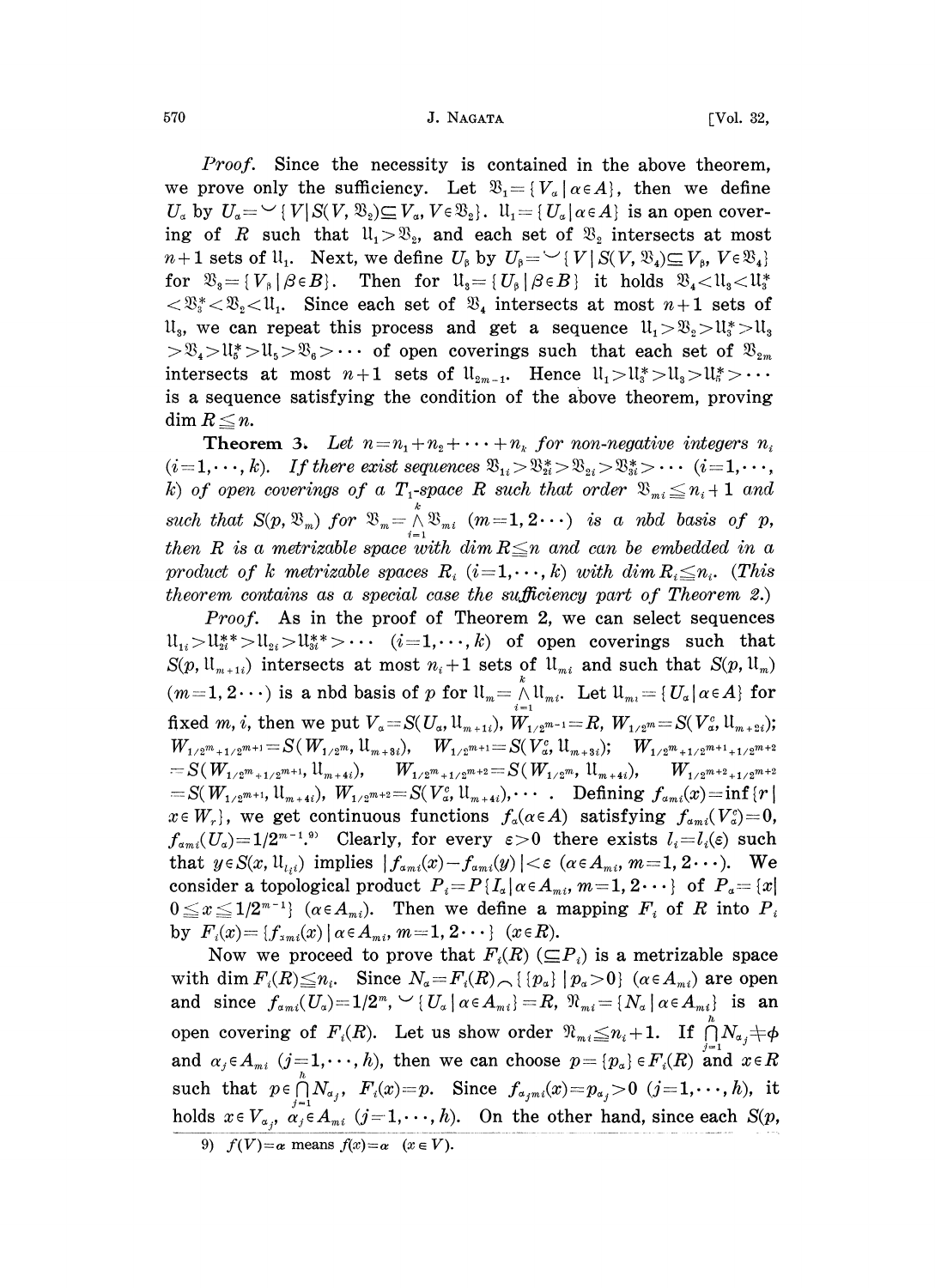*Proof.* Since the necessity is contained in the above theorem, we prove only the sufficiency. Let $\mathfrak{V}_1=\{V_\alpha \mid \alpha\in A\}$, then we define $U_\alpha$ by $U_\alpha=\cup\{V \mid S(V, \mathfrak{V}_2)\subseteq V_\alpha, V\in\mathfrak{V}_2\}$. $\mathfrak{U}_1=\{U_\alpha \mid \alpha\in A\}$ is an open covering of $R$ such that $\mathfrak{U}_1>\mathfrak{V}_2$, and each set of $\mathfrak{V}_2$ intersects at most $n+1$ sets of $\mathfrak{U}_1$. Next, we define $U_\beta$ by $U_\beta=\cup\{V \mid S(V, \mathfrak{V}_4)\subseteq V_\beta, V\in\mathfrak{V}_4\}$ for $\mathfrak{V}_3=\{V_\beta \mid \beta\in B\}$. Then for $\mathfrak{U}_3=\{U_\beta \mid \beta\in B\}$ it holds $\mathfrak{V}_4<\mathfrak{U}_3<\mathfrak{U}_3^*<\mathfrak{V}_3^*<\mathfrak{V}_2<\mathfrak{U}_1$. Since each set of $\mathfrak{V}_4$ intersects at most $n+1$ sets of $\mathfrak{U}_3$, we can repeat this process and get a sequence $\mathfrak{U}_1>\mathfrak{V}_2>\mathfrak{U}_3^*>\mathfrak{U}_3>\mathfrak{V}_4>\mathfrak{U}_5^*>\mathfrak{U}_5>\mathfrak{V}_6>\cdots$ of open coverings such that each set of $\mathfrak{V}_{2m}$ intersects at most $n+1$ sets of $\mathfrak{U}_{2m-1}$. Hence $\mathfrak{U}_1>\mathfrak{U}_3^*>\mathfrak{U}_3>\mathfrak{U}_5^*>\cdots$ is a sequence satisfying the condition of the above theorem, proving $\dim R\leqq n$.

**Theorem 3.** *Let $n=n_1+n_2+\cdots+n_k$ for non-negative integers $n_i$ $(i=1,\cdots,k)$. If there exist sequences $\mathfrak{V}_{1i}>\mathfrak{V}_{2i}^*>\mathfrak{V}_{2i}>\mathfrak{V}_{3i}^*>\cdots$ $(i=1,\cdots,k)$ of open coverings of a $T_1$-space $R$ such that order $\mathfrak{V}_{mi}\leqq n_i+1$ and such that $S(p,\mathfrak{V}_m)$ for $\mathfrak{V}_m=\bigwedge_{i=1}^{k}\mathfrak{V}_{mi}$ $(m=1,2\cdots)$ is a nbd basis of $p$, then $R$ is a metrizable space with $\dim R\leqq n$ and can be embedded in a product of $k$ metrizable spaces $R_i$ $(i=1,\cdots,k)$ with $\dim R_i\leqq n_i$. (This theorem contains as a special case the sufficiency part of Theorem 2.)*

*Proof.* As in the proof of Theorem 2, we can select sequences $\mathfrak{U}_{1i}>\mathfrak{U}_{2i}^{**}>\mathfrak{U}_{2i}>\mathfrak{U}_{3i}^{**}>\cdots$ $(i=1,\cdots,k)$ of open coverings such that $S(p,\mathfrak{U}_{m+1i})$ intersects at most $n_i+1$ sets of $\mathfrak{U}_{mi}$ and such that $S(p,\mathfrak{U}_m)$ $(m=1,2\cdots)$ is a nbd basis of $p$ for $\mathfrak{U}_m=\bigwedge_{i=1}^{k}\mathfrak{U}_{mi}$. Let $\mathfrak{U}_{mi}=\{U_\alpha \mid \alpha\in A\}$ for fixed $m$, $i$, then we put $V_\alpha=S(U_\alpha,\mathfrak{U}_{m+1i})$, $W_{1/2^{m-1}}=R$, $W_{1/2^m}=S(V_\alpha^c,\mathfrak{U}_{m+2i})$; $W_{1/2^m+1/2^{m+1}}=S(W_{1/2^m},\mathfrak{U}_{m+3i})$, $W_{1/2^{m+1}}=S(V_\alpha^c,\mathfrak{U}_{m+3i})$; $W_{1/2^m+1/2^{m+1}+1/2^{m+2}}=S(W_{1/2^m+1/2^{m+1}},\mathfrak{U}_{m+4i})$, $W_{1/2^m+1/2^{m+2}}=S(W_{1/2^m},\mathfrak{U}_{m+4i})$, $W_{1/2^{m+2}+1/2^{m+2}}=S(W_{1/2^{m+1}},\mathfrak{U}_{m+4i})$, $W_{1/2^{m+2}}=S(V_\alpha^c,\mathfrak{U}_{m+4i}),\cdots$. Defining $f_{\alpha mi}(x)=\inf\{r \mid x\in W_r\}$, we get continuous functions $f_\alpha(\alpha\in A)$ satisfying $f_{\alpha mi}(V_\alpha^c)=0$, $f_{\alpha mi}(U_\alpha)=1/2^{m-1}$.[9] Clearly, for every $\varepsilon>0$ there exists $l_i=l_i(\varepsilon)$ such that $y\in S(x,\mathfrak{U}_{l_i i})$ implies $|f_{\alpha mi}(x)-f_{\alpha mi}(y)|<\varepsilon$ $(\alpha\in A_{mi}, m=1,2\cdots)$. We consider a topological product $P_i=P\{I_\alpha \mid \alpha\in A_{mi}, m=1,2\cdots\}$ of $P_\alpha=\{x \mid 0\leqq x\leqq 1/2^{m-1}\}$ $(\alpha\in A_{mi})$. Then we define a mapping $F_i$ of $R$ into $P_i$ by $F_i(x)=\{f_{\alpha mi}(x) \mid \alpha\in A_{mi}, m=1,2\cdots\}$ $(x\in R)$.

Now we proceed to prove that $F_i(R)$ $(\subseteq P_i)$ is a metrizable space with $\dim F_i(R)\leqq n_i$. Since $N_\alpha=F_i(R)\frown\{\{p_\alpha\} \mid p_\alpha>0\}$ $(\alpha\in A_{mi})$ are open and since $f_{\alpha mi}(U_\alpha)=1/2^m$, $\cup\{U_\alpha \mid \alpha\in A_{mi}\}=R$, $\mathfrak{N}_{mi}=\{N_\alpha \mid \alpha\in A_{mi}\}$ is an open covering of $F_i(R)$. Let us show order $\mathfrak{N}_{mi}\leqq n_i+1$. If $\bigcap_{j=1}^{h}N_{\alpha_j}\neq\phi$ and $\alpha_j\in A_{mi}$ $(j=1,\cdots,h)$, then we can choose $p=\{p_\alpha\}\in F_i(R)$ and $x\in R$ such that $p\in\bigcap_{j=1}^{h}N_{\alpha_j}$, $F_i(x)=p$. Since $f_{\alpha_j mi}(x)=p_{\alpha_j}>0$ $(j=1,\cdots,h)$, it holds $x\in V_{\alpha_j}$, $\alpha_j\in A_{mi}$ $(j=1,\cdots,h)$. On the other hand, since each $S(p,$

9) $f(V)=\alpha$ means $f(x)=\alpha$ $(x\in V)$.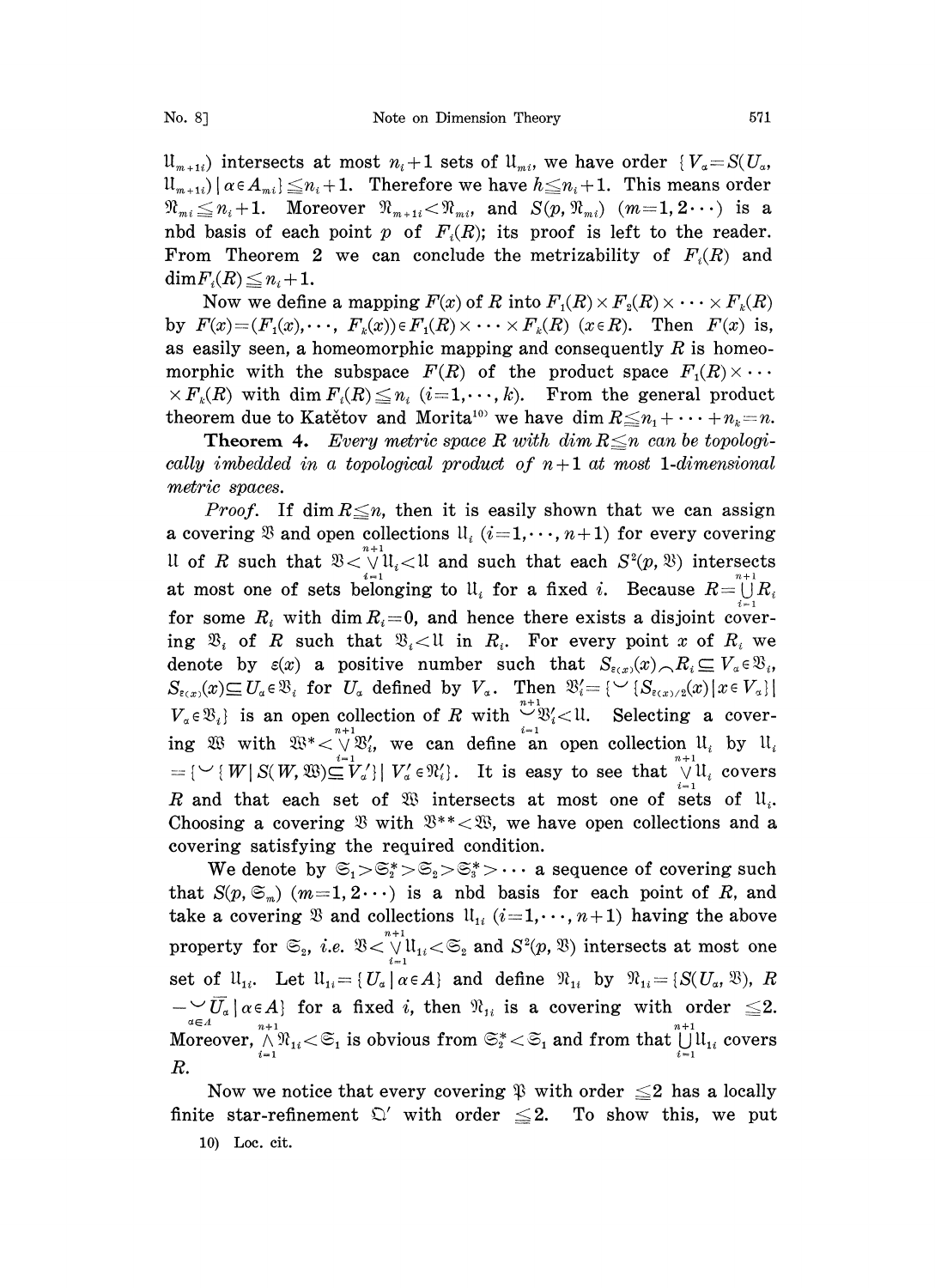$\mathfrak{U}_{m+1i}$) intersects at most $n_i+1$ sets of $\mathfrak{U}_{mi}$, we have order $\{V_\alpha=S(U_\alpha, \mathfrak{U}_{m+1i}) \mid \alpha\in A_{mi}\}\leqq n_i+1$. Therefore we have $h\leqq n_i+1$. This means order $\mathfrak{N}_{mi}\leqq n_i+1$. Moreover $\mathfrak{N}_{m+1i}<\mathfrak{N}_{mi}$, and $S(p, \mathfrak{N}_{mi})$ $(m=1,2\cdots)$ is a nbd basis of each point $p$ of $F_i(R)$; its proof is left to the reader. From Theorem 2 we can conclude the metrizability of $F_i(R)$ and $\dim F_i(R)\leqq n_i+1$.

Now we define a mapping $F(x)$ of $R$ into $F_1(R)\times F_2(R)\times\cdots\times F_k(R)$ by $F(x)=(F_1(x),\cdots, F_k(x))\in F_1(R)\times\cdots\times F_k(R)$ $(x\in R)$. Then $F(x)$ is, as easily seen, a homeomorphic mapping and consequently $R$ is homeomorphic with the subspace $F(R)$ of the product space $F_1(R)\times\cdots\times F_k(R)$ with $\dim F_i(R)\leqq n_i$ $(i=1,\cdots,k)$. From the general product theorem due to Katětov and Morita[10] we have $\dim R\leqq n_1+\cdots+n_k=n$.

**Theorem 4.** *Every metric space $R$ with $\dim R\leqq n$ can be topologically imbedded in a topological product of $n+1$ at most 1-dimensional metric spaces.*

*Proof.* If $\dim R\leqq n$, then it is easily shown that we can assign a covering $\mathfrak{V}$ and open collections $\mathfrak{U}_i$ $(i=1,\cdots,n+1)$ for every covering $\mathfrak{U}$ of $R$ such that $\mathfrak{V}<\overset{n+1}{\underset{i=1}{\vee}}\mathfrak{U}_i<\mathfrak{U}$ and such that each $S^2(p,\mathfrak{V})$ intersects at most one of sets belonging to $\mathfrak{U}_i$ for a fixed $i$. Because $R=\overset{n+1}{\underset{i=1}{\cup}}R_i$ for some $R_i$ with $\dim R_i=0$, and hence there exists a disjoint covering $\mathfrak{V}_i$ of $R$ such that $\mathfrak{V}_i<\mathfrak{U}$ in $R_i$. For every point $x$ of $R_i$ we denote by $\varepsilon(x)$ a positive number such that $S_{\varepsilon(x)}(x)\frown R_i\subseteq V_\alpha\in\mathfrak{V}_i$, $S_{\varepsilon(x)}(x)\subseteq U_\alpha\in\mathfrak{V}_i$ for $U_\alpha$ defined by $V_\alpha$. Then $\mathfrak{V}_i'=\{\smile\{S_{\varepsilon(x)/2}(x)\mid x\in V_\alpha\}\mid V_\alpha\in\mathfrak{V}_i\}$ is an open collection of $R$ with $\overset{n+1}{\underset{i=1}{\smile}}\mathfrak{V}_i'<\mathfrak{U}$. Selecting a covering $\mathfrak{W}$ with $\mathfrak{W}^*<\overset{n+1}{\underset{i=1}{\vee}}\mathfrak{V}_i'$, we can define an open collection $\mathfrak{U}_i$ by $\mathfrak{U}_i=\{\smile\{W\mid S(W,\mathfrak{W})\subseteq V_\alpha'\}\mid V_\alpha'\in\mathfrak{N}_i'\}$. It is easy to see that $\overset{n+1}{\underset{i=1}{\vee}}\mathfrak{U}_i$ covers $R$ and that each set of $\mathfrak{W}$ intersects at most one of sets of $\mathfrak{U}_i$. Choosing a covering $\mathfrak{V}$ with $\mathfrak{V}^{**}<\mathfrak{W}$, we have open collections and a covering satisfying the required condition.

We denote by $\mathfrak{S}_1>\mathfrak{S}_2^*>\mathfrak{S}_2>\mathfrak{S}_3^*>\cdots$ a sequence of covering such that $S(p,\mathfrak{S}_m)$ $(m=1,2\cdots)$ is a nbd basis for each point of $R$, and take a covering $\mathfrak{V}$ and collections $\mathfrak{U}_{1i}$ $(i=1,\cdots,n+1)$ having the above property for $\mathfrak{S}_2$, *i.e.* $\mathfrak{V}<\overset{n+1}{\underset{i=1}{\vee}}\mathfrak{U}_{1i}<\mathfrak{S}_2$ and $S^2(p,\mathfrak{V})$ intersects at most one set of $\mathfrak{U}_{1i}$. Let $\mathfrak{U}_{1i}=\{U_\alpha\mid\alpha\in A\}$ and define $\mathfrak{N}_{1i}$ by $\mathfrak{N}_{1i}=\{S(U_\alpha,\mathfrak{V}), R-\underset{\alpha\in A}{\smile}\overline{U}_\alpha\mid\alpha\in A\}$ for a fixed $i$, then $\mathfrak{N}_{1i}$ is a covering with order $\leqq 2$. Moreover, $\overset{n+1}{\underset{i=1}{\wedge}}\mathfrak{N}_{1i}<\mathfrak{S}_1$ is obvious from $\mathfrak{S}_2^*<\mathfrak{S}_1$ and from that $\overset{n+1}{\underset{i=1}{\bigcup}}\mathfrak{U}_{1i}$ covers $R$.

Now we notice that every covering $\mathfrak{P}$ with order $\leqq 2$ has a locally finite star-refinement $\mathfrak{Q}'$ with order $\leqq 2$. To show this, we put

10) Loc. cit.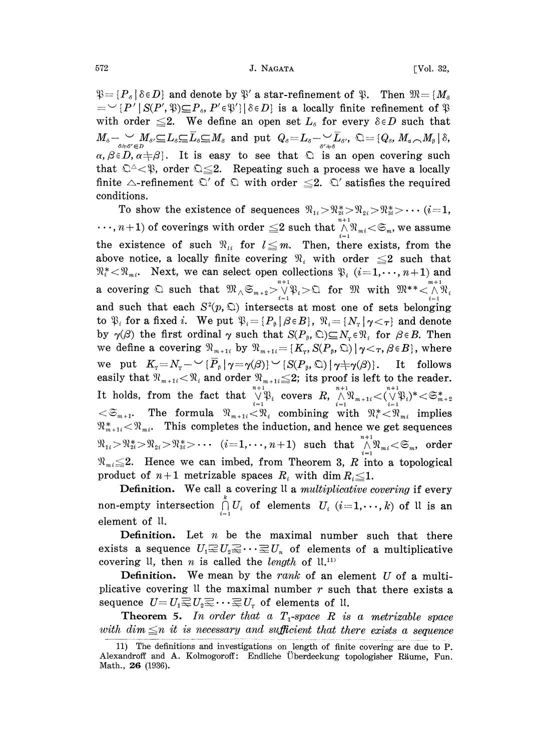$\mathfrak{P}=\{P_\delta \mid \delta\in D\}$ and denote by $\mathfrak{P}'$ a star-refinement of $\mathfrak{P}$. Then $\mathfrak{M}=\{M_\delta = \smile\{P' \mid S(P',\mathfrak{P}')\subseteq P_\delta,\ P'\in\mathfrak{P}'\} \mid \delta\in D\}$ is a locally finite refinement of $\mathfrak{P}$ with order $\leqq 2$. We define an open set $L_\delta$ for every $\delta\in D$ such that $M_\delta - \smile_{\delta\neq\delta'\in D} M_{\delta'}\subseteq L_\delta\subseteq \bar{L}_\delta\subseteq M_\delta$ and put $Q_\delta = L_\delta - \smile_{\delta'\neq\delta}\bar{L}_{\delta'}$, $\mathfrak{Q}=\{Q_\delta,\ M_\alpha\frown M_\beta \mid \delta, \alpha, \beta\in D, \alpha\neq\beta\}$. It is easy to see that $\mathfrak{Q}$ is an open covering such that $\mathfrak{Q}^\triangle<\mathfrak{P}$, order $\mathfrak{Q}\leqq 2$. Repeating such a process we have a locally finite $\triangle$-refinement $\mathfrak{Q}'$ of $\mathfrak{Q}$ with order $\leqq 2$. $\mathfrak{Q}'$ satisfies the required conditions.

To show the existence of sequences $\mathfrak{N}_{1i}>\mathfrak{N}^*_{2i}>\mathfrak{N}_{2i}>\mathfrak{N}^*_{3i}>\cdots$ $(i=1,\cdots,n+1)$ of coverings with order $\leqq 2$ such that $\bigwedge_{i=1}^{n+1}\mathfrak{N}_{mi}<\mathfrak{S}_m$, we assume the existence of such $\mathfrak{N}_{li}$ for $l\leqq m$. Then, there exists, from the above notice, a locally finite covering $\mathfrak{N}_i$ with order $\leqq 2$ such that $\mathfrak{N}^*_i<\mathfrak{N}_{mi}$. Next, we can select open collections $\mathfrak{P}_i$ $(i=1,\cdots,n+1)$ and a covering $\mathfrak{Q}$ such that $\mathfrak{M}\wedge\mathfrak{S}_{m+2}>\bigvee_{i=1}^{n+1}\mathfrak{P}_i>\mathfrak{Q}$ for $\mathfrak{M}$ with $\mathfrak{M}^{**}<\bigwedge_{i=1}^{m+1}\mathfrak{N}_i$ and such that each $S^2(p,\mathfrak{Q})$ intersects at most one of sets belonging to $\mathfrak{P}_i$ for a fixed $i$. We put $\mathfrak{P}_i=\{P_\beta \mid \beta\in B\}$, $\mathfrak{N}_i=\{N_\gamma \mid \gamma<\tau\}$ and denote by $\gamma(\beta)$ the first ordinal $\gamma$ such that $S(P_\beta,\mathfrak{Q})\subseteq N_\gamma\in\mathfrak{N}_i$ for $\beta\in B$. Then we define a covering $\mathfrak{N}_{m+1i}$ by $\mathfrak{N}_{m+1i}=\{K_\gamma,\ S(P_\beta,\mathfrak{Q}) \mid \gamma<\tau, \beta\in B\}$, where we put $K_\gamma=N_\gamma-\smile\{\bar{P}_\beta \mid \gamma=\gamma(\beta)\}\smile\{S(P_\beta,\mathfrak{Q}) \mid \gamma\neq\gamma(\beta)\}$. It follows easily that $\mathfrak{N}_{m+1i}<\mathfrak{N}_i$ and order $\mathfrak{N}_{m+1i}\leqq 2$; its proof is left to the reader. It holds, from the fact that $\bigvee_{i=1}^{n+1}\mathfrak{P}_i$ covers $R$, $\bigwedge_{i=1}^{n+1}\mathfrak{N}_{m+1i}<(\bigvee_{i=1}^{n+1}\mathfrak{P}_i)^*<\mathfrak{S}^*_{m+2}<\mathfrak{S}_{m+1}$. The formula $\mathfrak{N}_{m+1i}<\mathfrak{N}_i$ combining with $\mathfrak{N}^*_i<\mathfrak{N}_{mi}$ implies $\mathfrak{N}^*_{m+1i}<\mathfrak{N}_{mi}$. This completes the induction, and hence we get sequences $\mathfrak{N}_{1i}>\mathfrak{N}^*_{2i}>\mathfrak{N}_{2i}>\mathfrak{N}^*_{3i}>\cdots$ $(i=1,\cdots,n+1)$ such that $\bigwedge_{i=1}^{n+1}\mathfrak{N}_{mi}<\mathfrak{S}_m$, order $\mathfrak{N}_{mi}\leqq 2$. Hence we can imbed, from Theorem 3, $R$ into a topological product of $n+1$ metrizable spaces $R_i$ with $\dim R_i\leqq 1$.

**Definition.** We call a covering $\mathfrak{U}$ a *multiplicative covering* if every non-empty intersection $\bigcap_{i=1}^{k} U_i$ of elements $U_i$ $(i=1,\cdots,k)$ of $\mathfrak{U}$ is an element of $\mathfrak{U}$.

**Definition.** Let $n$ be the maximal number such that there exists a sequence $U_1\supsetneqq U_2\supsetneqq\cdots\supsetneqq U_n$ of elements of a multiplicative covering $\mathfrak{U}$, then $n$ is called the *length* of $\mathfrak{U}$.[11]

**Definition.** We mean by the *rank* of an element $U$ of a multiplicative covering $\mathfrak{U}$ the maximal number $r$ such that there exists a sequence $U=U_1\supsetneqq U_2\supsetneqq\cdots\supsetneqq U_r$ of elements of $\mathfrak{U}$.

**Theorem 5.** *In order that a $T_1$-space $R$ is a metrizable space with $\dim\leqq n$ it is necessary and sufficient that there exists a sequence*

---

11) The definitions and investigations on length of finite covering are due to P. Alexandroff and A. Kolmogoroff: Endliche Überdeckung topologisher Räume, Fun. Math., **26** (1936).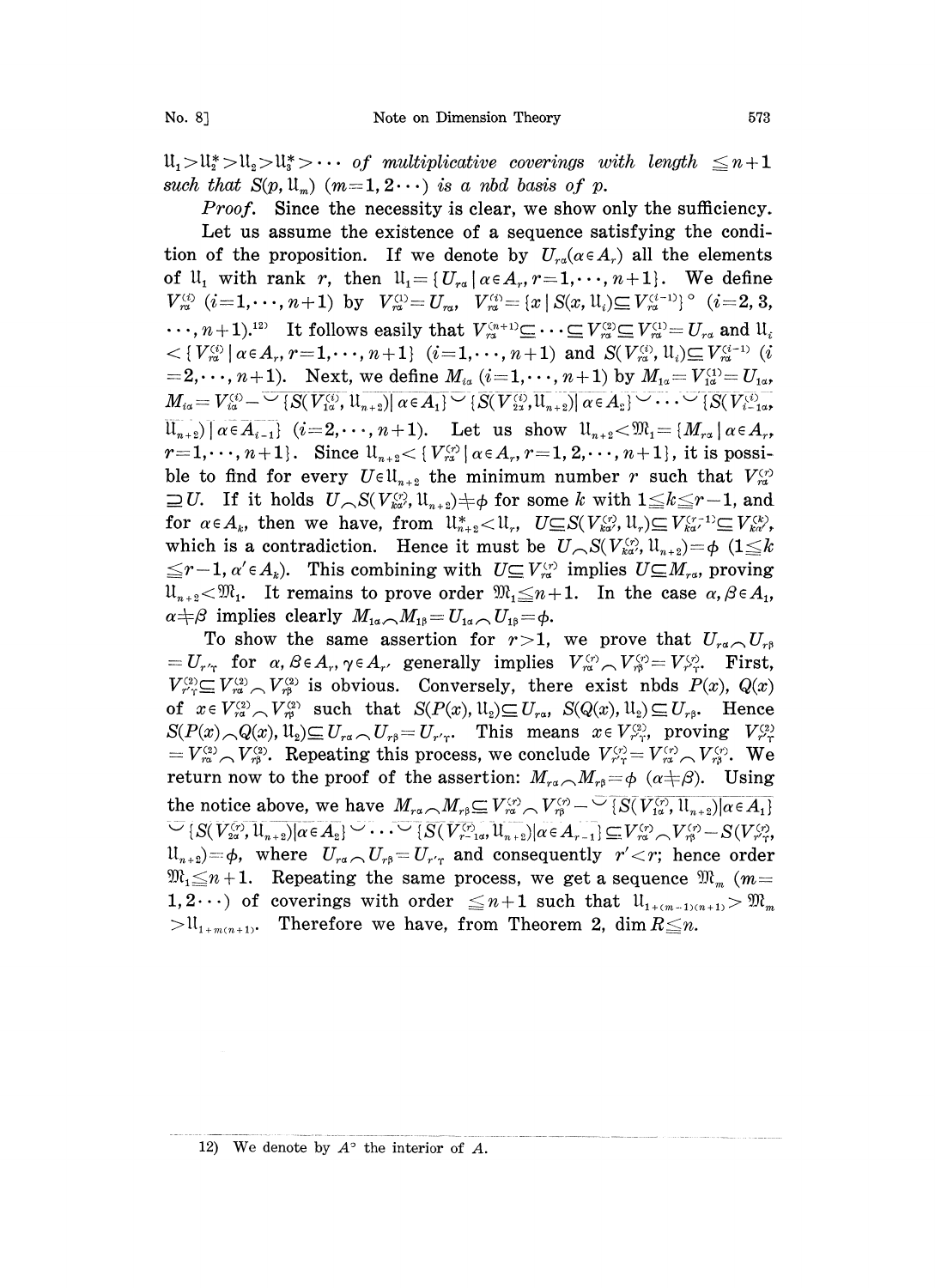$\mathfrak{U}_1 > \mathfrak{U}_2^* > \mathfrak{U}_2 > \mathfrak{U}_3^* > \cdots$ *of multiplicative coverings with length* $\leqq n+1$ *such that* $S(p, \mathfrak{U}_m)$ $(m=1, 2 \cdots)$ *is a nbd basis of* $p$.

*Proof.* Since the necessity is clear, we show only the sufficiency.

Let us assume the existence of a sequence satisfying the condition of the proposition. If we denote by $U_{r\alpha} (\alpha \in A_r)$ all the elements of $\mathfrak{U}_1$ with rank $r$, then $\mathfrak{U}_1 = \{U_{r\alpha} \mid \alpha \in A_r, r=1, \cdots, n+1\}$. We define $V_{r\alpha}^{(i)}$ $(i=1, \cdots, n+1)$ by $V_{r\alpha}^{(1)} = U_{r\alpha}$, $V_{r\alpha}^{(i)} = \{x \mid S(x, \mathfrak{U}_i) \subseteq V_{r\alpha}^{(i-1)}\}^\circ$ $(i=2, 3, \cdots, n+1)$.[12] It follows easily that $V_{r\alpha}^{(n+1)} \subseteq \cdots \subseteq V_{r\alpha}^{(2)} \subseteq V_{r\alpha}^{(1)} = U_{r\alpha}$ and $\mathfrak{U}_i < \{V_{r\alpha}^{(i)} \mid \alpha \in A_r, r=1, \cdots, n+1\}$ $(i=1, \cdots, n+1)$ and $S(V_{r\alpha}^{(i)}, \mathfrak{U}_i) \subseteq V_{r\alpha}^{(i-1)}$ $(i=2, \cdots, n+1)$. Next, we define $M_{i\alpha}$ $(i=1, \cdots, n+1)$ by $M_{1\alpha} = V_{1\alpha}^{(1)} = U_{1\alpha}$, $M_{i\alpha} = V_{i\alpha}^{(i)} - \overline{\smile \{S(V_{1\alpha}^{(i)}, \mathfrak{U}_{n+2}) \mid \alpha \in A_1\} \smile \{S(V_{2\alpha}^{(i)}, \mathfrak{U}_{n+2}) \mid \alpha \in A_2\} \smile \cdots \smile \{S(V_{i-1\alpha}^{(i)}, \mathfrak{U}_{n+2}) \mid \alpha \in A_{i-1}\}}$ $(i=2, \cdots, n+1)$. Let us show $\mathfrak{U}_{n+2} < \mathfrak{M}_1 = \{M_{r\alpha} \mid \alpha \in A_r, r=1, \cdots, n+1\}$. Since $\mathfrak{U}_{n+2} < \{V_{r\alpha}^{(r)} \mid \alpha \in A_r, r=1, 2, \cdots, n+1\}$, it is possible to find for every $U \in \mathfrak{U}_{n+2}$ the minimum number $r$ such that $V_{r\alpha}^{(r)} \supseteq U$. If it holds $U \frown S(V_{k\alpha'}^{(r)}, \mathfrak{U}_{n+2}) \neq \phi$ for some $k$ with $1 \leqq k \leqq r-1$, and for $\alpha \in A_k$, then we have, from $\mathfrak{U}_{n+2}^* < \mathfrak{U}_r$, $U \subseteq S(V_{k\alpha'}^{(r)}, \mathfrak{U}_r) \subseteq V_{k\alpha'}^{(r-1)} \subseteq V_{k\alpha'}^{(k)}$, which is a contradiction. Hence it must be $U \frown S(V_{k\alpha'}^{(r)}, \mathfrak{U}_{n+2}) = \phi$ $(1 \leqq k \leqq r-1, \alpha' \in A_k)$. This combining with $U \subseteq V_{r\alpha}^{(r)}$ implies $U \subseteq M_{r\alpha}$, proving $\mathfrak{U}_{n+2} < \mathfrak{M}_1$. It remains to prove order $\mathfrak{M}_1 \leqq n+1$. In the case $\alpha, \beta \in A_1$, $\alpha \neq \beta$ implies clearly $M_{1\alpha} \frown M_{1\beta} = U_{1\alpha} \frown U_{1\beta} = \phi$.

To show the same assertion for $r > 1$, we prove that $U_{r\alpha} \frown U_{r\beta} = U_{r'\gamma}$ for $\alpha, \beta \in A_r$, $\gamma \in A_{r'}$ generally implies $V_{r\alpha}^{(r)} \frown V_{r\beta}^{(r)} = V_{r'\gamma}^{(r)}$. First, $V_{r'\gamma}^{(2)} \subseteq V_{r\alpha}^{(2)} \frown V_{r\beta}^{(2)}$ is obvious. Conversely, there exist nbds $P(x)$, $Q(x)$ of $x \in V_{r\alpha}^{(2)} \frown V_{r\beta}^{(2)}$ such that $S(P(x), \mathfrak{U}_2) \subseteq U_{r\alpha}$, $S(Q(x), \mathfrak{U}_2) \subseteq U_{r\beta}$. Hence $S(P(x) \frown Q(x), \mathfrak{U}_2) \subseteq U_{r\alpha} \frown U_{r\beta} = U_{r'\gamma}$. This means $x \in V_{r'\gamma}^{(2)}$, proving $V_{r'\gamma}^{(2)} = V_{r\alpha}^{(2)} \frown V_{r\beta}^{(2)}$. Repeating this process, we conclude $V_{r'\gamma}^{(r)} = V_{r\alpha}^{(r)} \frown V_{r\beta}^{(r)}$. We return now to the proof of the assertion: $M_{r\alpha} \frown M_{r\beta} = \phi$ $(\alpha \neq \beta)$. Using the notice above, we have $M_{r\alpha} \frown M_{r\beta} \subseteq V_{r\alpha}^{(r)} \frown V_{r\beta}^{(r)} - \overline{\smile \{S(V_{1\alpha}^{(r)}, \mathfrak{U}_{n+2}) \mid \alpha \in A_1\} \smile \{S(V_{2\alpha}^{(r)}, \mathfrak{U}_{n+2}) \mid \alpha \in A_2\} \smile \cdots \smile \{S(V_{r-1\alpha}^{(r)}, \mathfrak{U}_{n+2}) \mid \alpha \in A_{r-1}\}} \subseteq V_{r\alpha}^{(r)} \frown V_{r\beta}^{(r)} - S(V_{r'\gamma}^{(r)}, \mathfrak{U}_{n+2}) = \phi$, where $U_{r\alpha} \frown U_{r\beta} = U_{r'\gamma}$ and consequently $r' < r$; hence order $\mathfrak{M}_1 \leqq n+1$. Repeating the same process, we get a sequence $\mathfrak{M}_m$ $(m = 1, 2 \cdots)$ of coverings with order $\leqq n+1$ such that $\mathfrak{U}_{1+(m-1)(n+1)} > \mathfrak{M}_m > \mathfrak{U}_{1+m(n+1)}$. Therefore we have, from Theorem 2, $\dim R \leqq n$.

---

12) We denote by $A^\circ$ the interior of $A$.